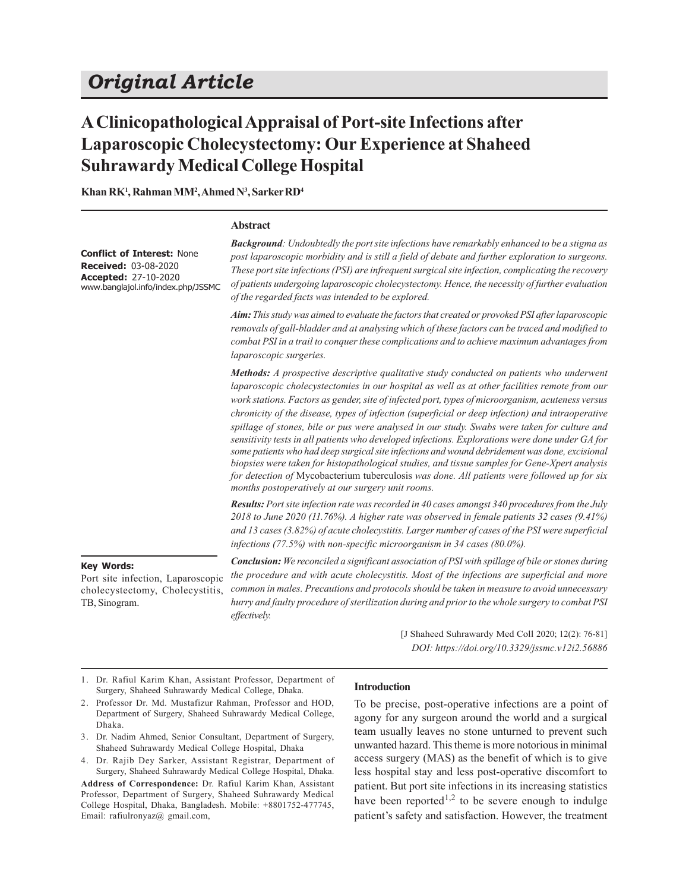# Original Article

## A Clinicopathological Appraisal of Port-site Infections after Laparoscopic Cholecystectomy: Our Experience at Shaheed Suhrawardy Medical College Hospital

**Khan RK[1], Rahman MM[2], Ahmed N[3], Sarker RD[4]**

**Conflict of Interest:** None
**Received:** 03-08-2020
**Accepted:** 27-10-2020
www.banglajol.info/index.php/JSSMC

### Abstract

***Background****: Undoubtedly the port site infections have remarkably enhanced to be a stigma as post laparoscopic morbidity and is still a field of debate and further exploration to surgeons. These port site infections (PSI) are infrequent surgical site infection, complicating the recovery of patients undergoing laparoscopic cholecystectomy. Hence, the necessity of further evaluation of the regarded facts was intended to be explored.*

***Aim:*** *This study was aimed to evaluate the factors that created or provoked PSI after laparoscopic removals of gall-bladder and at analysing which of these factors can be traced and modified to combat PSI in a trail to conquer these complications and to achieve maximum advantages from laparoscopic surgeries.*

***Methods:*** *A prospective descriptive qualitative study conducted on patients who underwent laparoscopic cholecystectomies in our hospital as well as at other facilities remote from our work stations. Factors as gender, site of infected port, types of microorganism, acuteness versus chronicity of the disease, types of infection (superficial or deep infection) and intraoperative spillage of stones, bile or pus were analysed in our study. Swabs were taken for culture and sensitivity tests in all patients who developed infections. Explorations were done under GA for some patients who had deep surgical site infections and wound debridement was done, excisional biopsies were taken for histopathological studies, and tissue samples for Gene-Xpert analysis for detection of* Mycobacterium tuberculosis *was done. All patients were followed up for six months postoperatively at our surgery unit rooms.*

***Results:*** *Port site infection rate was recorded in 40 cases amongst 340 procedures from the July 2018 to June 2020 (11.76%). A higher rate was observed in female patients 32 cases (9.41%) and 13 cases (3.82%) of acute cholecystitis. Larger number of cases of the PSI were superficial infections (77.5%) with non-specific microorganism in 34 cases (80.0%).*

***Conclusion:*** *We reconciled a significant association of PSI with spillage of bile or stones during the procedure and with acute cholecystitis. Most of the infections are superficial and more common in males. Precautions and protocols should be taken in measure to avoid unnecessary hurry and faulty procedure of sterilization during and prior to the whole surgery to combat PSI effectively.*

**Key Words:**
Port site infection, Laparoscopic cholecystectomy, Cholecystitis, TB, Sinogram.

[J Shaheed Suhrawardy Med Coll 2020; 12(2): 76-81]
*DOI: https://doi.org/10.3329/jssmc.v12i2.56886*

1. Dr. Rafiul Karim Khan, Assistant Professor, Department of Surgery, Shaheed Suhrawardy Medical College, Dhaka.
2. Professor Dr. Md. Mustafizur Rahman, Professor and HOD, Department of Surgery, Shaheed Suhrawardy Medical College, Dhaka.
3. Dr. Nadim Ahmed, Senior Consultant, Department of Surgery, Shaheed Suhrawardy Medical College Hospital, Dhaka
4. Dr. Rajib Dey Sarker, Assistant Registrar, Department of Surgery, Shaheed Suhrawardy Medical College Hospital, Dhaka.

**Address of Correspondence:** Dr. Rafiul Karim Khan, Assistant Professor, Department of Surgery, Shaheed Suhrawardy Medical College Hospital, Dhaka, Bangladesh. Mobile: +8801752-477745, Email: rafiulronyaz@ gmail.com,

### Introduction

To be precise, post-operative infections are a point of agony for any surgeon around the world and a surgical team usually leaves no stone unturned to prevent such unwanted hazard. This theme is more notorious in minimal access surgery (MAS) as the benefit of which is to give less hospital stay and less post-operative discomfort to patient. But port site infections in its increasing statistics have been reported[1,2] to be severe enough to indulge patient's safety and satisfaction. However, the treatment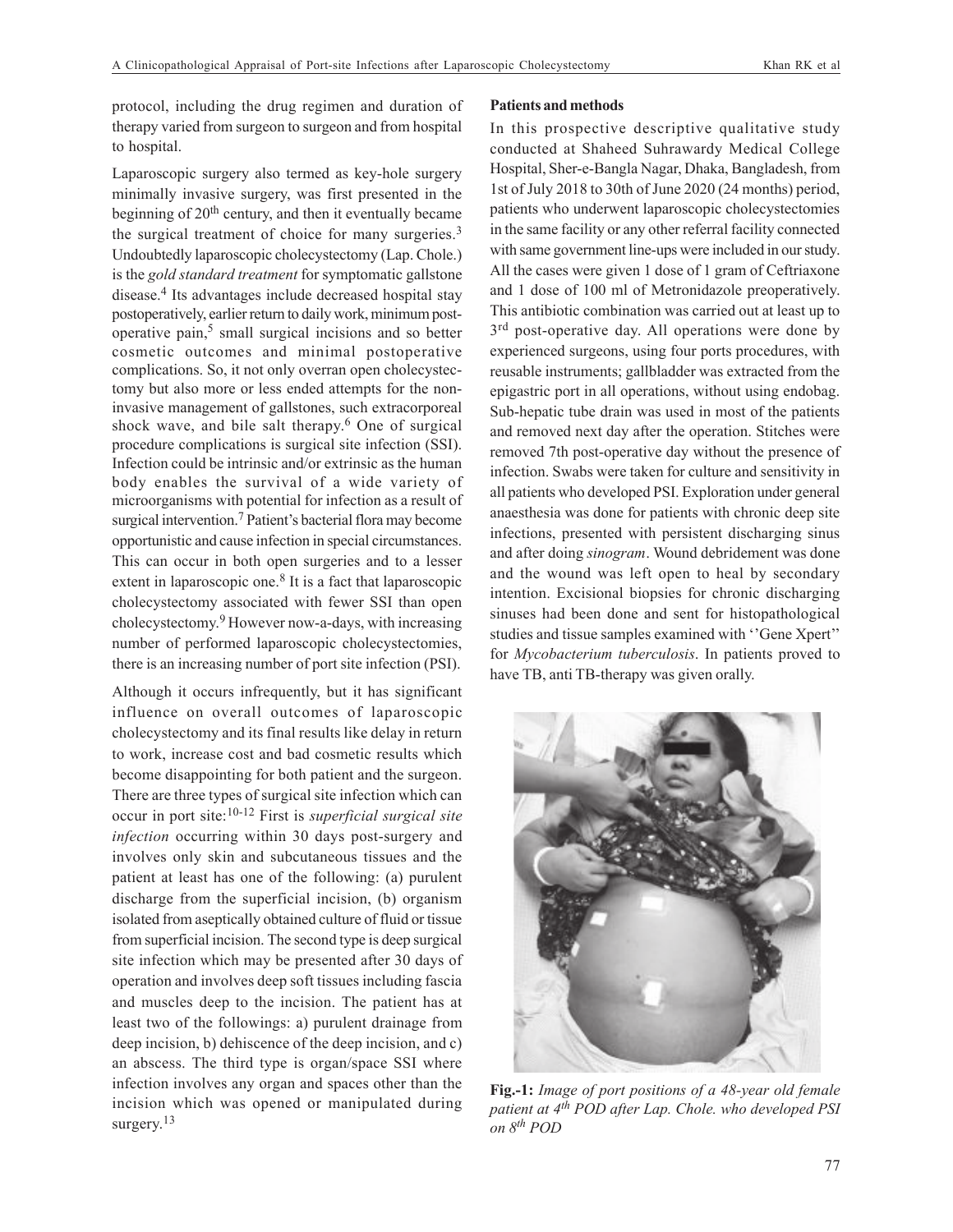protocol, including the drug regimen and duration of therapy varied from surgeon to surgeon and from hospital to hospital.

Laparoscopic surgery also termed as key-hole surgery minimally invasive surgery, was first presented in the beginning of 20th century, and then it eventually became the surgical treatment of choice for many surgeries.[3] Undoubtedly laparoscopic cholecystectomy (Lap. Chole.) is the *gold standard treatment* for symptomatic gallstone disease.[4] Its advantages include decreased hospital stay postoperatively, earlier return to daily work, minimum post-operative pain,[5] small surgical incisions and so better cosmetic outcomes and minimal postoperative complications. So, it not only overran open cholecystectomy but also more or less ended attempts for the non-invasive management of gallstones, such extracorporeal shock wave, and bile salt therapy.[6] One of surgical procedure complications is surgical site infection (SSI). Infection could be intrinsic and/or extrinsic as the human body enables the survival of a wide variety of microorganisms with potential for infection as a result of surgical intervention.[7] Patient's bacterial flora may become opportunistic and cause infection in special circumstances. This can occur in both open surgeries and to a lesser extent in laparoscopic one.[8] It is a fact that laparoscopic cholecystectomy associated with fewer SSI than open cholecystectomy.[9] However now-a-days, with increasing number of performed laparoscopic cholecystectomies, there is an increasing number of port site infection (PSI).

Although it occurs infrequently, but it has significant influence on overall outcomes of laparoscopic cholecystectomy and its final results like delay in return to work, increase cost and bad cosmetic results which become disappointing for both patient and the surgeon. There are three types of surgical site infection which can occur in port site:[10-12] First is *superficial surgical site infection* occurring within 30 days post-surgery and involves only skin and subcutaneous tissues and the patient at least has one of the following: (a) purulent discharge from the superficial incision, (b) organism isolated from aseptically obtained culture of fluid or tissue from superficial incision. The second type is deep surgical site infection which may be presented after 30 days of operation and involves deep soft tissues including fascia and muscles deep to the incision. The patient has at least two of the followings: a) purulent drainage from deep incision, b) dehiscence of the deep incision, and c) an abscess. The third type is organ/space SSI where infection involves any organ and spaces other than the incision which was opened or manipulated during surgery.[13]

**Patients and methods**

In this prospective descriptive qualitative study conducted at Shaheed Suhrawardy Medical College Hospital, Sher-e-Bangla Nagar, Dhaka, Bangladesh, from 1st of July 2018 to 30th of June 2020 (24 months) period, patients who underwent laparoscopic cholecystectomies in the same facility or any other referral facility connected with same government line-ups were included in our study. All the cases were given 1 dose of 1 gram of Ceftriaxone and 1 dose of 100 ml of Metronidazole preoperatively. This antibiotic combination was carried out at least up to 3rd post-operative day. All operations were done by experienced surgeons, using four ports procedures, with reusable instruments; gallbladder was extracted from the epigastric port in all operations, without using endobag. Sub-hepatic tube drain was used in most of the patients and removed next day after the operation. Stitches were removed 7th post-operative day without the presence of infection. Swabs were taken for culture and sensitivity in all patients who developed PSI. Exploration under general anaesthesia was done for patients with chronic deep site infections, presented with persistent discharging sinus and after doing *sinogram*. Wound debridement was done and the wound was left open to heal by secondary intention. Excisional biopsies for chronic discharging sinuses had been done and sent for histopathological studies and tissue samples examined with ''Gene Xpert'' for *Mycobacterium tuberculosis*. In patients proved to have TB, anti TB-therapy was given orally.

**Fig.-1:** *Image of port positions of a 48-year old female patient at 4th POD after Lap. Chole. who developed PSI on 8th POD*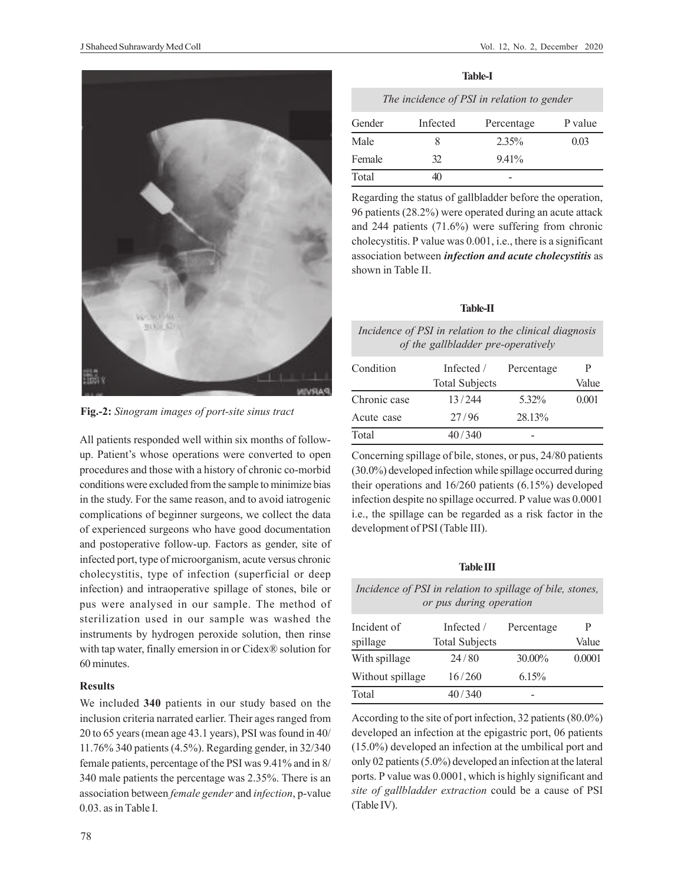**Fig.-2:** *Sinogram images of port-site sinus tract*

All patients responded well within six months of follow-up. Patient's whose operations were converted to open procedures and those with a history of chronic co-morbid conditions were excluded from the sample to minimize bias in the study. For the same reason, and to avoid iatrogenic complications of beginner surgeons, we collect the data of experienced surgeons who have good documentation and postoperative follow-up. Factors as gender, site of infected port, type of microorganism, acute versus chronic cholecystitis, type of infection (superficial or deep infection) and intraoperative spillage of stones, bile or pus were analysed in our sample. The method of sterilization used in our sample was washed the instruments by hydrogen peroxide solution, then rinse with tap water, finally emersion in or Cidex® solution for 60 minutes.

## Results

We included **340** patients in our study based on the inclusion criteria narrated earlier. Their ages ranged from 20 to 65 years (mean age 43.1 years), PSI was found in 40/ 11.76% 340 patients (4.5%). Regarding gender, in 32/340 female patients, percentage of the PSI was 9.41% and in 8/ 340 male patients the percentage was 2.35%. There is an association between *female gender* and *infection*, p-value 0.03. as in Table I.

**Table-I**

*The incidence of PSI in relation to gender*

| Gender | Infected | Percentage | P value |
|---|---|---|---|
| Male | 8 | 2.35% | 0.03 |
| Female | 32 | 9.41% | |
| Total | 40 | - | |

Regarding the status of gallbladder before the operation, 96 patients (28.2%) were operated during an acute attack and 244 patients (71.6%) were suffering from chronic cholecystitis. P value was 0.001, i.e., there is a significant association between ***infection and acute cholecystitis*** as shown in Table II.

**Table-II**

*Incidence of PSI in relation to the clinical diagnosis of the gallbladder pre-operatively*

| Condition | Infected / Total Subjects | Percentage | P Value |
|---|---|---|---|
| Chronic case | 13 / 244 | 5.32% | 0.001 |
| Acute case | 27 / 96 | 28.13% | |
| Total | 40 / 340 | - | |

Concerning spillage of bile, stones, or pus, 24/80 patients (30.0%) developed infection while spillage occurred during their operations and 16/260 patients (6.15%) developed infection despite no spillage occurred. P value was 0.0001 i.e., the spillage can be regarded as a risk factor in the development of PSI (Table III).

**Table III**

*Incidence of PSI in relation to spillage of bile, stones, or pus during operation*

| Incident of spillage | Infected / Total Subjects | Percentage | P Value |
|---|---|---|---|
| With spillage | 24 / 80 | 30.00% | 0.0001 |
| Without spillage | 16 / 260 | 6.15% | |
| Total | 40 / 340 | - | |

According to the site of port infection, 32 patients (80.0%) developed an infection at the epigastric port, 06 patients (15.0%) developed an infection at the umbilical port and only 02 patients (5.0%) developed an infection at the lateral ports. P value was 0.0001, which is highly significant and *site of gallbladder extraction* could be a cause of PSI (Table IV).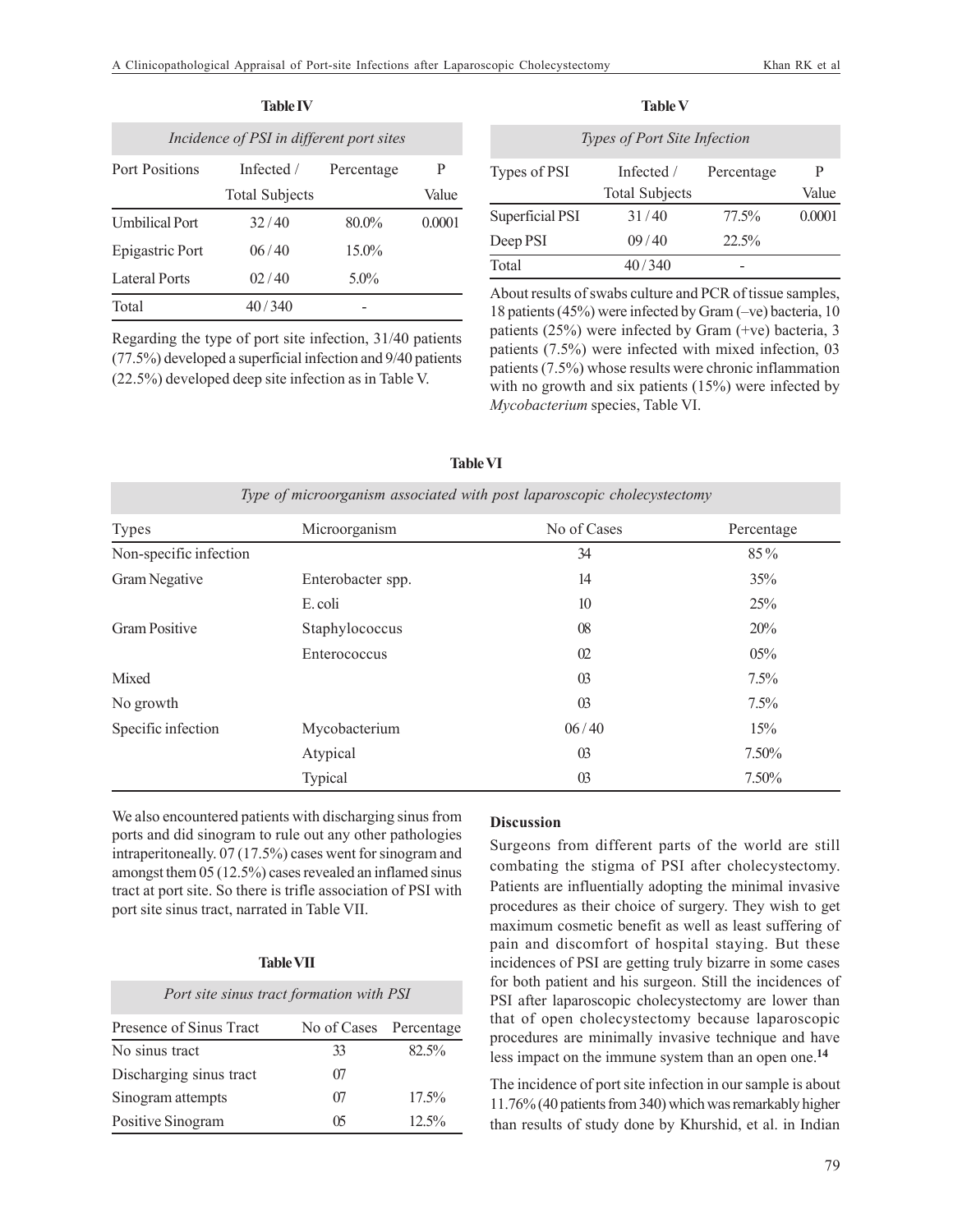**Table IV**

| *Incidence of PSI in different port sites* | | | |
|---|---|---|---|
| Port Positions | Infected / Total Subjects | Percentage | P Value |
| Umbilical Port | 32 / 40 | 80.0% | 0.0001 |
| Epigastric Port | 06 / 40 | 15.0% | |
| Lateral Ports | 02 / 40 | 5.0% | |
| Total | 40 / 340 | - | |

Regarding the type of port site infection, 31/40 patients (77.5%) developed a superficial infection and 9/40 patients (22.5%) developed deep site infection as in Table V.

**Table V**

| *Types of Port Site Infection* | | | |
|---|---|---|---|
| Types of PSI | Infected / Total Subjects | Percentage | P Value |
| Superficial PSI | 31 / 40 | 77.5% | 0.0001 |
| Deep PSI | 09 / 40 | 22.5% | |
| Total | 40 / 340 | - | |

About results of swabs culture and PCR of tissue samples, 18 patients (45%) were infected by Gram (–ve) bacteria, 10 patients (25%) were infected by Gram (+ve) bacteria, 3 patients (7.5%) were infected with mixed infection, 03 patients (7.5%) whose results were chronic inflammation with no growth and six patients (15%) were infected by *Mycobacterium* species, Table VI.

**Table VI**

| *Type of microorganism associated with post laparoscopic cholecystectomy* | | | |
|---|---|---|---|
| Types | Microorganism | No of Cases | Percentage |
| Non-specific infection | | 34 | 85 % |
| Gram Negative | Enterobacter spp. | 14 | 35% |
| | E. coli | 10 | 25% |
| Gram Positive | Staphylococcus | 08 | 20% |
| | Enterococcus | 02 | 05% |
| Mixed | | 03 | 7.5% |
| No growth | | 03 | 7.5% |
| Specific infection | Mycobacterium | 06 / 40 | 15% |
| | Atypical | 03 | 7.50% |
| | Typical | 03 | 7.50% |

We also encountered patients with discharging sinus from ports and did sinogram to rule out any other pathologies intraperitoneally. 07 (17.5%) cases went for sinogram and amongst them 05 (12.5%) cases revealed an inflamed sinus tract at port site. So there is trifle association of PSI with port site sinus tract, narrated in Table VII.

**Table VII**

| *Port site sinus tract formation with PSI* | | |
|---|---|---|
| Presence of Sinus Tract | No of Cases | Percentage |
| No sinus tract | 33 | 82.5% |
| Discharging sinus tract | 07 | |
| Sinogram attempts | 07 | 17.5% |
| Positive Sinogram | 05 | 12.5% |

## Discussion

Surgeons from different parts of the world are still combating the stigma of PSI after cholecystectomy. Patients are influentially adopting the minimal invasive procedures as their choice of surgery. They wish to get maximum cosmetic benefit as well as least suffering of pain and discomfort of hospital staying. But these incidences of PSI are getting truly bizarre in some cases for both patient and his surgeon. Still the incidences of PSI after laparoscopic cholecystectomy are lower than that of open cholecystectomy because laparoscopic procedures are minimally invasive technique and have less impact on the immune system than an open one.[14]

The incidence of port site infection in our sample is about 11.76% (40 patients from 340) which was remarkably higher than results of study done by Khurshid, et al. in Indian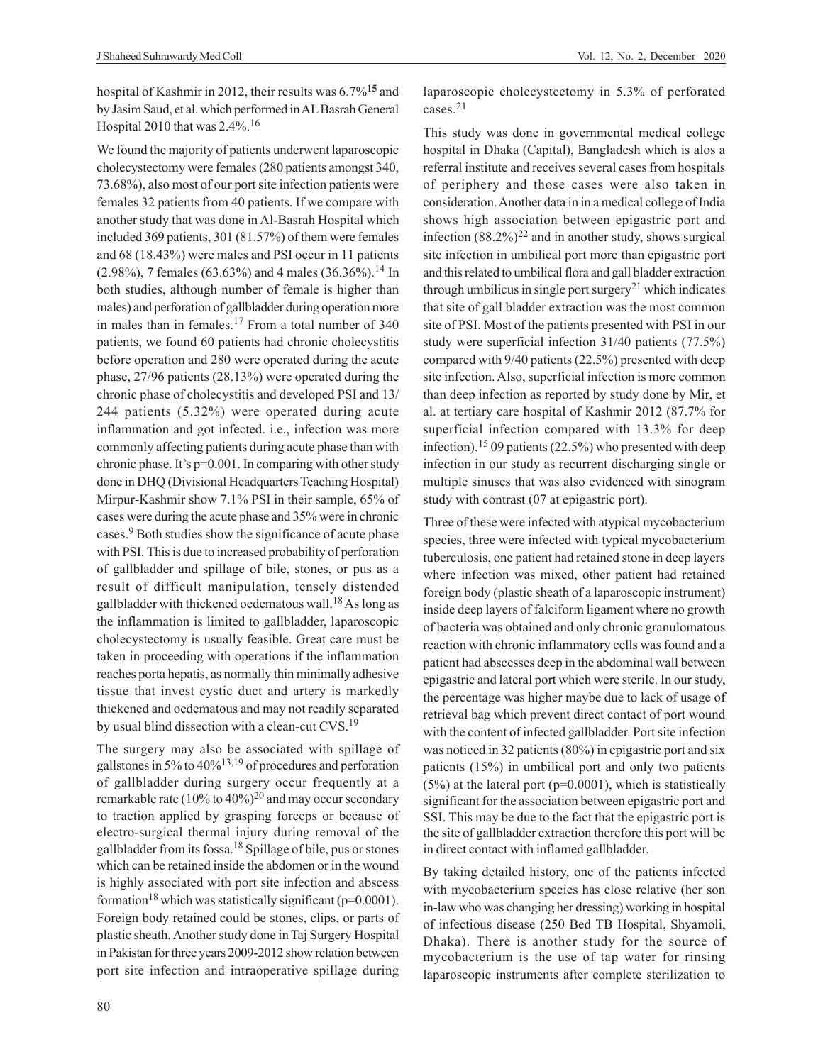hospital of Kashmir in 2012, their results was 6.7%[15] and by Jasim Saud, et al. which performed in AL Basrah General Hospital 2010 that was 2.4%.[16]

We found the majority of patients underwent laparoscopic cholecystectomy were females (280 patients amongst 340, 73.68%), also most of our port site infection patients were females 32 patients from 40 patients. If we compare with another study that was done in Al-Basrah Hospital which included 369 patients, 301 (81.57%) of them were females and 68 (18.43%) were males and PSI occur in 11 patients (2.98%), 7 females (63.63%) and 4 males (36.36%).[14] In both studies, although number of female is higher than males) and perforation of gallbladder during operation more in males than in females.[17] From a total number of 340 patients, we found 60 patients had chronic cholecystitis before operation and 280 were operated during the acute phase, 27/96 patients (28.13%) were operated during the chronic phase of cholecystitis and developed PSI and 13/244 patients (5.32%) were operated during acute inflammation and got infected. i.e., infection was more commonly affecting patients during acute phase than with chronic phase. It's p=0.001. In comparing with other study done in DHQ (Divisional Headquarters Teaching Hospital) Mirpur-Kashmir show 7.1% PSI in their sample, 65% of cases were during the acute phase and 35% were in chronic cases.[9] Both studies show the significance of acute phase with PSI. This is due to increased probability of perforation of gallbladder and spillage of bile, stones, or pus as a result of difficult manipulation, tensely distended gallbladder with thickened oedematous wall.[18] As long as the inflammation is limited to gallbladder, laparoscopic cholecystectomy is usually feasible. Great care must be taken in proceeding with operations if the inflammation reaches porta hepatis, as normally thin minimally adhesive tissue that invest cystic duct and artery is markedly thickened and oedematous and may not readily separated by usual blind dissection with a clean-cut CVS.[19]

The surgery may also be associated with spillage of gallstones in 5% to 40%[13,19] of procedures and perforation of gallbladder during surgery occur frequently at a remarkable rate (10% to 40%)[20] and may occur secondary to traction applied by grasping forceps or because of electro-surgical thermal injury during removal of the gallbladder from its fossa.[18] Spillage of bile, pus or stones which can be retained inside the abdomen or in the wound is highly associated with port site infection and abscess formation[18] which was statistically significant (p=0.0001). Foreign body retained could be stones, clips, or parts of plastic sheath. Another study done in Taj Surgery Hospital in Pakistan for three years 2009-2012 show relation between port site infection and intraoperative spillage during laparoscopic cholecystectomy in 5.3% of perforated cases.[21]

This study was done in governmental medical college hospital in Dhaka (Capital), Bangladesh which is alos a referral institute and receives several cases from hospitals of periphery and those cases were also taken in consideration. Another data in in a medical college of India shows high association between epigastric port and infection (88.2%)[22] and in another study, shows surgical site infection in umbilical port more than epigastric port and this related to umbilical flora and gall bladder extraction through umbilicus in single port surgery[21] which indicates that site of gall bladder extraction was the most common site of PSI. Most of the patients presented with PSI in our study were superficial infection 31/40 patients (77.5%) compared with 9/40 patients (22.5%) presented with deep site infection. Also, superficial infection is more common than deep infection as reported by study done by Mir, et al. at tertiary care hospital of Kashmir 2012 (87.7% for superficial infection compared with 13.3% for deep infection).[15] 09 patients (22.5%) who presented with deep infection in our study as recurrent discharging single or multiple sinuses that was also evidenced with sinogram study with contrast (07 at epigastric port).

Three of these were infected with atypical mycobacterium species, three were infected with typical mycobacterium tuberculosis, one patient had retained stone in deep layers where infection was mixed, other patient had retained foreign body (plastic sheath of a laparoscopic instrument) inside deep layers of falciform ligament where no growth of bacteria was obtained and only chronic granulomatous reaction with chronic inflammatory cells was found and a patient had abscesses deep in the abdominal wall between epigastric and lateral port which were sterile. In our study, the percentage was higher maybe due to lack of usage of retrieval bag which prevent direct contact of port wound with the content of infected gallbladder. Port site infection was noticed in 32 patients (80%) in epigastric port and six patients (15%) in umbilical port and only two patients (5%) at the lateral port (p=0.0001), which is statistically significant for the association between epigastric port and SSI. This may be due to the fact that the epigastric port is the site of gallbladder extraction therefore this port will be in direct contact with inflamed gallbladder.

By taking detailed history, one of the patients infected with mycobacterium species has close relative (her son in-law who was changing her dressing) working in hospital of infectious disease (250 Bed TB Hospital, Shyamoli, Dhaka). There is another study for the source of mycobacterium is the use of tap water for rinsing laparoscopic instruments after complete sterilization to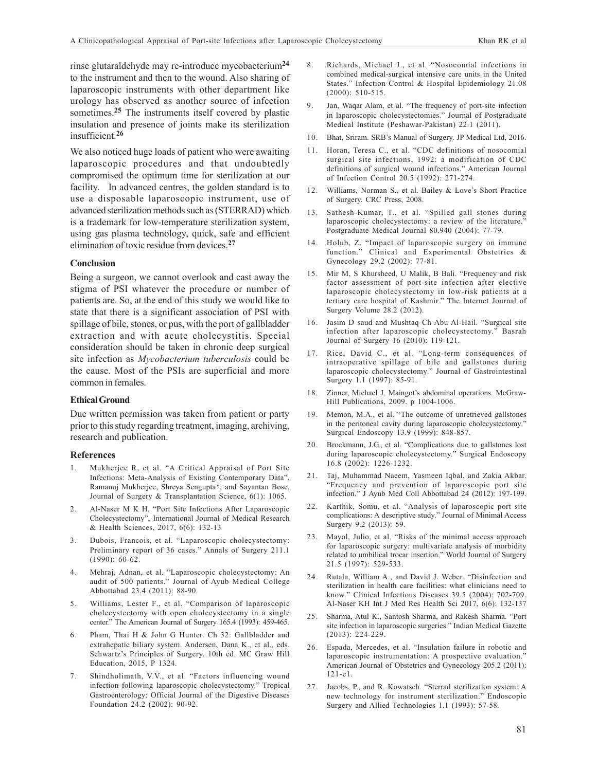rinse glutaraldehyde may re-introduce mycobacterium[24] to the instrument and then to the wound. Also sharing of laparoscopic instruments with other department like urology has observed as another source of infection sometimes.[25] The instruments itself covered by plastic insulation and presence of joints make its sterilization insufficient.[26]

We also noticed huge loads of patient who were awaiting laparoscopic procedures and that undoubtedly compromised the optimum time for sterilization at our facility. In advanced centres, the golden standard is to use a disposable laparoscopic instrument, use of advanced sterilization methods such as (STERRAD) which is a trademark for low-temperature sterilization system, using gas plasma technology, quick, safe and efficient elimination of toxic residue from devices.[27]

### Conclusion

Being a surgeon, we cannot overlook and cast away the stigma of PSI whatever the procedure or number of patients are. So, at the end of this study we would like to state that there is a significant association of PSI with spillage of bile, stones, or pus, with the port of gallbladder extraction and with acute cholecystitis. Special consideration should be taken in chronic deep surgical site infection as *Mycobacterium tuberculosis* could be the cause. Most of the PSIs are superficial and more common in females.

### Ethical Ground

Due written permission was taken from patient or party prior to this study regarding treatment, imaging, archiving, research and publication.

### References

1. Mukherjee R, et al. "A Critical Appraisal of Port Site Infections: Meta-Analysis of Existing Contemporary Data", Ramanuj Mukherjee, Shreya Sengupta*, and Sayantan Bose, Journal of Surgery & Transplantation Science, 6(1): 1065.
2. Al-Naser M K H, "Port Site Infections After Laparoscopic Cholecystectomy", International Journal of Medical Research & Health Sciences, 2017, 6(6): 132-13
3. Dubois, Francois, et al. "Laparoscopic cholecystectomy: Preliminary report of 36 cases." Annals of Surgery 211.1 (1990): 60-62.
4. Mehraj, Adnan, et al. "Laparoscopic cholecystectomy: An audit of 500 patients." Journal of Ayub Medical College Abbottabad 23.4 (2011): 88-90.
5. Williams, Lester F., et al. "Comparison of laparoscopic cholecystectomy with open cholecystectomy in a single center." The American Journal of Surgery 165.4 (1993): 459-465.
6. Pham, Thai H & John G Hunter. Ch 32: Gallbladder and extrahepatic biliary system. Andersen, Dana K., et al., eds. Schwartz's Principles of Surgery. 10th ed. MC Graw Hill Education, 2015, P 1324.
7. Shindholimath, V.V., et al. "Factors influencing wound infection following laparoscopic cholecystectomy." Tropical Gastroenterology: Official Journal of the Digestive Diseases Foundation 24.2 (2002): 90-92.
8. Richards, Michael J., et al. "Nosocomial infections in combined medical-surgical intensive care units in the United States." Infection Control & Hospital Epidemiology 21.08 (2000): 510-515.
9. Jan, Waqar Alam, et al. "The frequency of port-site infection in laparoscopic cholecystectomies." Journal of Postgraduate Medical Institute (Peshawar-Pakistan) 22.1 (2011).
10. Bhat, Sriram. SRB's Manual of Surgery. JP Medical Ltd, 2016.
11. Horan, Teresa C., et al. "CDC definitions of nosocomial surgical site infections, 1992: a modification of CDC definitions of surgical wound infections." American Journal of Infection Control 20.5 (1992): 271-274.
12. Williams, Norman S., et al. Bailey & Love's Short Practice of Surgery. CRC Press, 2008.
13. Sathesh-Kumar, T., et al. "Spilled gall stones during laparoscopic cholecystectomy: a review of the literature." Postgraduate Medical Journal 80.940 (2004): 77-79.
14. Holub, Z. "Impact of laparoscopic surgery on immune function." Clinical and Experimental Obstetrics & Gynecology 29.2 (2002): 77-81.
15. Mir M, S Khursheed, U Malik, B Bali. "Frequency and risk factor assessment of port-site infection after elective laparoscopic cholecystectomy in low-risk patients at a tertiary care hospital of Kashmir." The Internet Journal of Surgery Volume 28.2 (2012).
16. Jasim D saud and Mushtaq Ch Abu Al-Hail. "Surgical site infection after laparoscopic cholecystectomy." Basrah Journal of Surgery 16 (2010): 119-121.
17. Rice, David C., et al. "Long-term consequences of intraoperative spillage of bile and gallstones during laparoscopic cholecystectomy." Journal of Gastrointestinal Surgery 1.1 (1997): 85-91.
18. Zinner, Michael J. Maingot's abdominal operations. McGraw-Hill Publications, 2009. p 1004-1006.
19. Memon, M.A., et al. "The outcome of unretrieved gallstones in the peritoneal cavity during laparoscopic cholecystectomy." Surgical Endoscopy 13.9 (1999): 848-857.
20. Brockmann, J.G., et al. "Complications due to gallstones lost during laparoscopic cholecystectomy." Surgical Endoscopy 16.8 (2002): 1226-1232.
21. Taj, Muhammad Naeem, Yasmeen Iqbal, and Zakia Akbar. "Frequency and prevention of laparoscopic port site infection." J Ayub Med Coll Abbottabad 24 (2012): 197-199.
22. Karthik, Somu, et al. "Analysis of laparoscopic port site complications: A descriptive study." Journal of Minimal Access Surgery 9.2 (2013): 59.
23. Mayol, Julio, et al. "Risks of the minimal access approach for laparoscopic surgery: multivariate analysis of morbidity related to umbilical trocar insertion." World Journal of Surgery 21.5 (1997): 529-533.
24. Rutala, William A., and David J. Weber. "Disinfection and sterilization in health care facilities: what clinicians need to know." Clinical Infectious Diseases 39.5 (2004): 702-709. Al-Naser KH Int J Med Res Health Sci 2017, 6(6): 132-137
25. Sharma, Atul K., Santosh Sharma, and Rakesh Sharma. "Port site infection in laparoscopic surgeries." Indian Medical Gazette (2013): 224-229.
26. Espada, Mercedes, et al. "Insulation failure in robotic and laparoscopic instrumentation: A prospective evaluation." American Journal of Obstetrics and Gynecology 205.2 (2011): 121-e1.
27. Jacobs, P., and R. Kowatsch. "Sterrad sterilization system: A new technology for instrument sterilization." Endoscopic Surgery and Allied Technologies 1.1 (1993): 57-58.